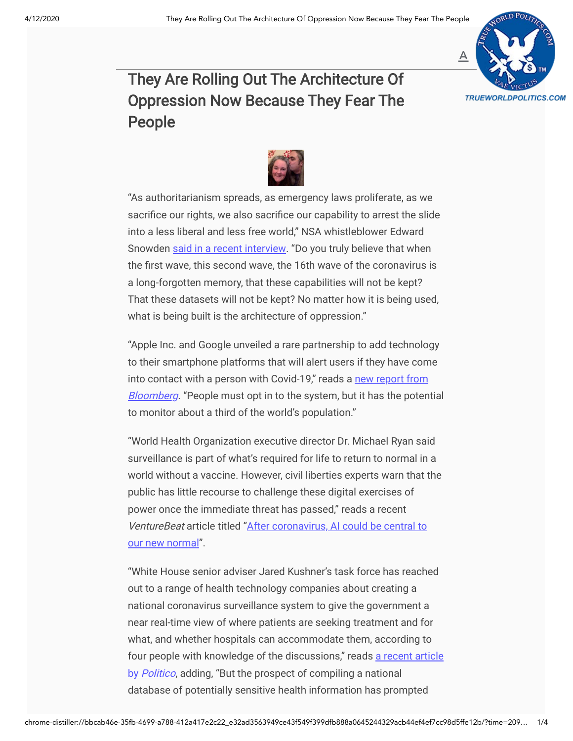# They Are Rolling Out The Architecture Of Oppression Now Because They Fear The People

"As authoritarianism spreads, as emergency laws proliferate, as we sacrifice our rights, we also sacrifice our capability to arrest the slide into a less liberal and less free world," NSA whistleblower Edward Snowden said in a recent interview. "Do you truly believe that when the first wave, this second wave, the 16th wave of the coronavirus is a long-forgotten memory, that these capabilities will not be kept? That these datasets will not be kept? No matter how it is being used, what is being built is the architecture of oppression."

"Apple Inc. and Google unveiled a rare partnership to add technology to their smartphone platforms that will alert users if they have come into contact with a person with Covid-19," reads a new report from *Bloomberg*. "People must opt in to the system, but it has the potential to monitor about a third of the world's population."

"World Health Organization executive director Dr. Michael Ryan said surveillance is part of what's required for life to return to normal in a world without a vaccine. However, civil liberties experts warn that the public has little recourse to challenge these digital exercises of power once the immediate threat has passed," reads a recent *VentureBeat* article titled "After coronavirus, AI could be central to our new normal".

"White House senior adviser Jared Kushner's task force has reached out to a range of health technology companies about creating a national coronavirus surveillance system to give the government a near real-time view of where patients are seeking treatment and for what, and whether hospitals can accommodate them, according to four people with knowledge of the discussions," reads a recent article by *Politico*, adding, "But the prospect of compiling a national database of potentially sensitive health information has prompted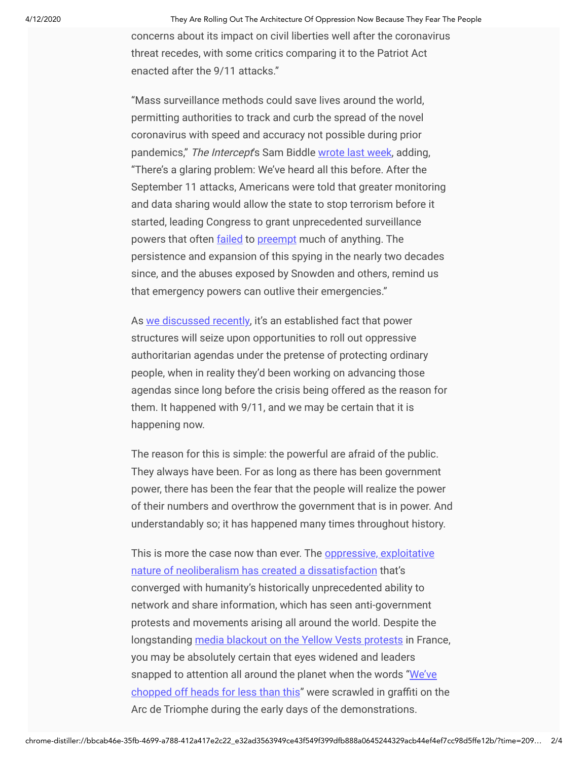concerns about its impact on civil liberties well after the coronavirus threat recedes, with some critics comparing it to the Patriot Act enacted after the 9/11 attacks."

"Mass surveillance methods could save lives around the world, permitting authorities to track and curb the spread of the novel coronavirus with speed and accuracy not possible during prior pandemics," *The Intercept*'s Sam Biddle wrote last week, adding, "There's a glaring problem: We've heard all this before. After the September 11 attacks, Americans were told that greater monitoring and data sharing would allow the state to stop terrorism before it started, leading Congress to grant unprecedented surveillance powers that often failed to preempt much of anything. The persistence and expansion of this spying in the nearly two decades since, and the abuses exposed by Snowden and others, remind us that emergency powers can outlive their emergencies."

As we discussed recently, it's an established fact that power structures will seize upon opportunities to roll out oppressive authoritarian agendas under the pretense of protecting ordinary people, when in reality they'd been working on advancing those agendas since long before the crisis being offered as the reason for them. It happened with 9/11, and we may be certain that it is happening now.

The reason for this is simple: the powerful are afraid of the public. They always have been. For as long as there has been government power, there has been the fear that the people will realize the power of their numbers and overthrow the government that is in power. And understandably so; it has happened many times throughout history.

This is more the case now than ever. The oppressive, exploitative nature of neoliberalism has created a dissatisfaction that's converged with humanity's historically unprecedented ability to network and share information, which has seen anti-government protests and movements arising all around the world. Despite the longstanding media blackout on the Yellow Vests protests in France, you may be absolutely certain that eyes widened and leaders snapped to attention all around the planet when the words "We've chopped off heads for less than this" were scrawled in graffiti on the Arc de Triomphe during the early days of the demonstrations.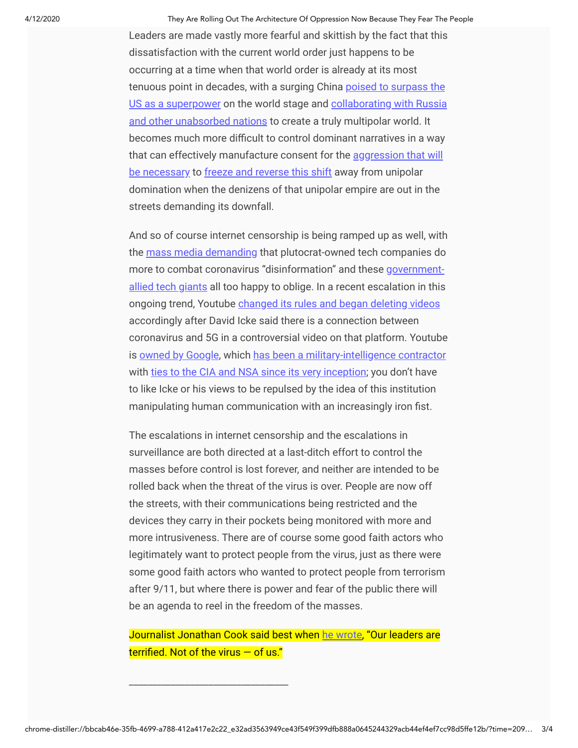Leaders are made vastly more fearful and skittish by the fact that this dissatisfaction with the current world order just happens to be occurring at a time when that world order is already at its most tenuous point in decades, with a surging China poised to surpass the US as a superpower on the world stage and collaborating with Russia and other unabsorbed nations to create a truly multipolar world. It becomes much more difficult to control dominant narratives in a way that can effectively manufacture consent for the aggression that will be necessary to freeze and reverse this shift away from unipolar domination when the denizens of that unipolar empire are out in the streets demanding its downfall.

And so of course internet censorship is being ramped up as well, with the mass media demanding that plutocrat-owned tech companies do more to combat coronavirus "disinformation" and these government-allied tech giants all too happy to oblige. In a recent escalation in this ongoing trend, Youtube changed its rules and began deleting videos accordingly after David Icke said there is a connection between coronavirus and 5G in a controversial video on that platform. Youtube is owned by Google, which has been a military-intelligence contractor with ties to the CIA and NSA since its very inception; you don't have to like Icke or his views to be repulsed by the idea of this institution manipulating human communication with an increasingly iron fist.

The escalations in internet censorship and the escalations in surveillance are both directed at a last-ditch effort to control the masses before control is lost forever, and neither are intended to be rolled back when the threat of the virus is over. People are now off the streets, with their communications being restricted and the devices they carry in their pockets being monitored with more and more intrusiveness. There are of course some good faith actors who legitimately want to protect people from the virus, just as there were some good faith actors who wanted to protect people from terrorism after 9/11, but where there is power and fear of the public there will be an agenda to reel in the freedom of the masses.

Journalist Jonathan Cook said best when he wrote, "Our leaders are terrified. Not of the virus — of us."

___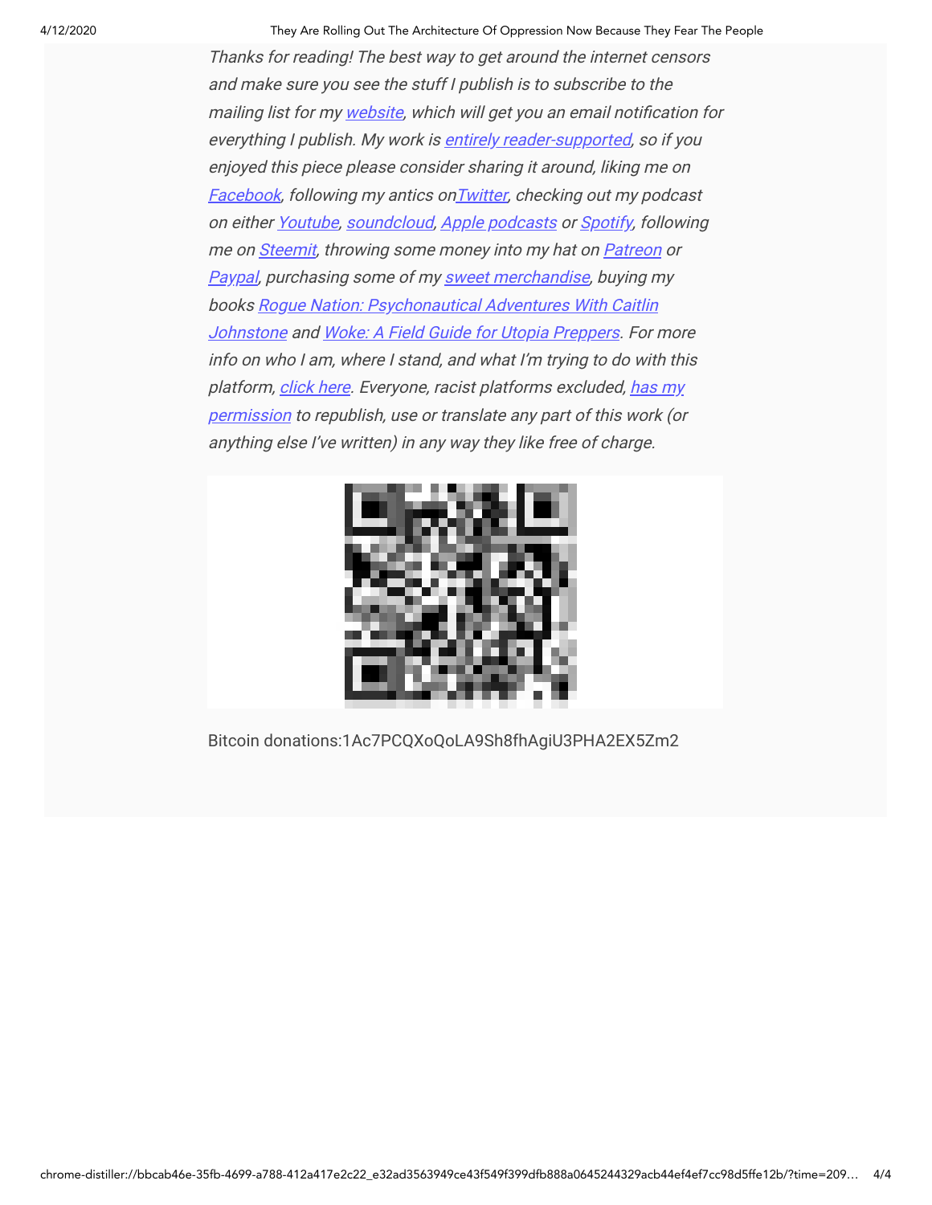*Thanks for reading! The best way to get around the internet censors and make sure you see the stuff I publish is to subscribe to the mailing list for my website, which will get you an email notification for everything I publish. My work is entirely reader-supported, so if you enjoyed this piece please consider sharing it around, liking me on Facebook, following my antics onTwitter, checking out my podcast on either Youtube, soundcloud, Apple podcasts or Spotify, following me on Steemit, throwing some money into my hat on Patreon or Paypal, purchasing some of my sweet merchandise, buying my books Rogue Nation: Psychonautical Adventures With Caitlin Johnstone and Woke: A Field Guide for Utopia Preppers. For more info on who I am, where I stand, and what I'm trying to do with this platform, click here. Everyone, racist platforms excluded, has my permission to republish, use or translate any part of this work (or anything else I've written) in any way they like free of charge.*

Bitcoin donations:1Ac7PCQXoQoLA9Sh8fhAgiU3PHA2EX5Zm2